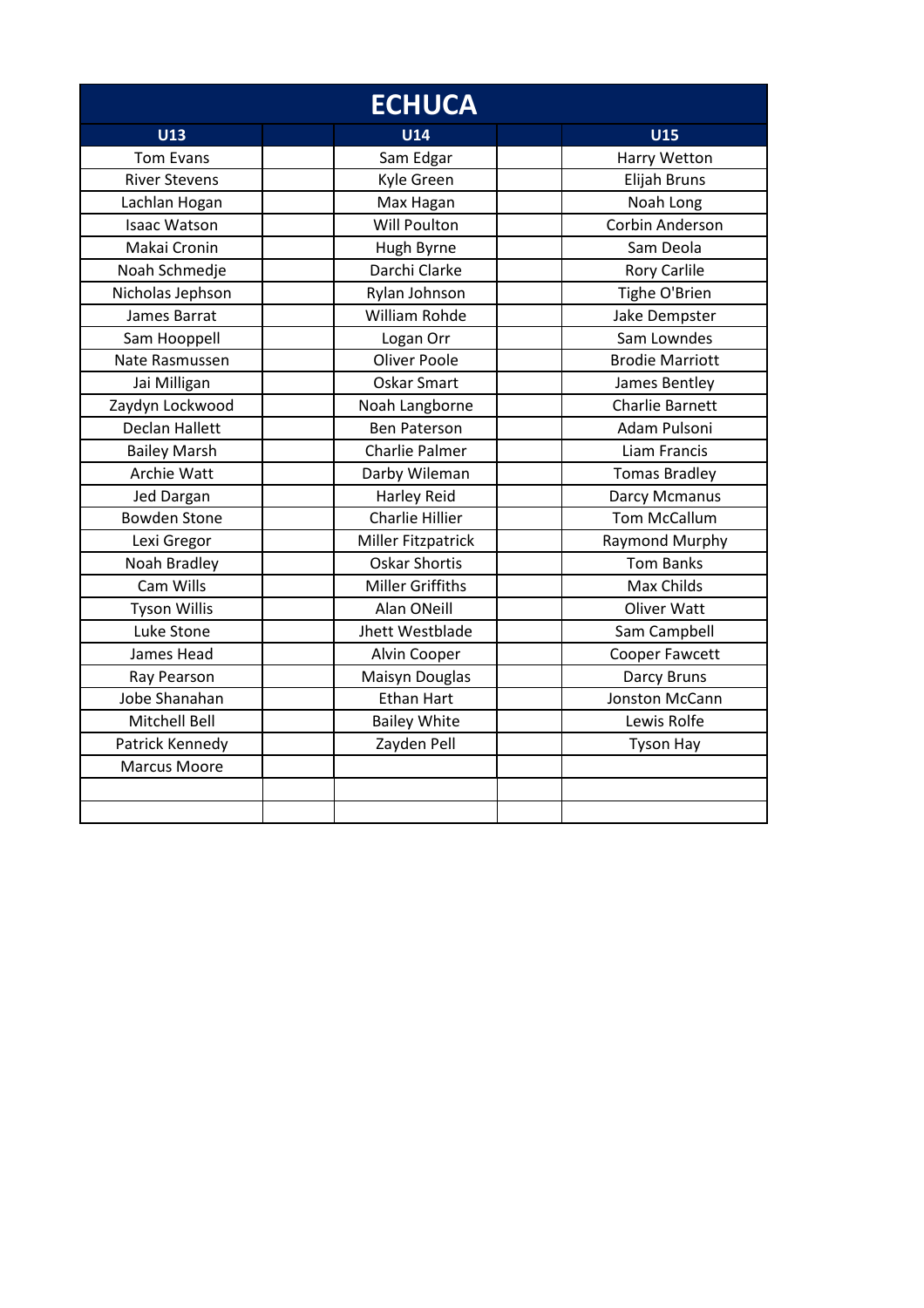# ECHUCA

| U13 | | U14 | | U15 |
|---|---|---|---|---|
| Tom Evans | | Sam Edgar | | Harry Wetton |
| River Stevens | | Kyle Green | | Elijah Bruns |
| Lachlan Hogan | | Max Hagan | | Noah Long |
| Isaac Watson | | Will Poulton | | Corbin Anderson |
| Makai Cronin | | Hugh Byrne | | Sam Deola |
| Noah Schmedje | | Darchi Clarke | | Rory Carlile |
| Nicholas Jephson | | Rylan Johnson | | Tighe O'Brien |
| James Barrat | | William Rohde | | Jake Dempster |
| Sam Hooppell | | Logan Orr | | Sam Lowndes |
| Nate Rasmussen | | Oliver Poole | | Brodie Marriott |
| Jai Milligan | | Oskar Smart | | James Bentley |
| Zaydyn Lockwood | | Noah Langborne | | Charlie Barnett |
| Declan Hallett | | Ben Paterson | | Adam Pulsoni |
| Bailey Marsh | | Charlie Palmer | | Liam Francis |
| Archie Watt | | Darby Wileman | | Tomas Bradley |
| Jed Dargan | | Harley Reid | | Darcy Mcmanus |
| Bowden Stone | | Charlie Hillier | | Tom McCallum |
| Lexi Gregor | | Miller Fitzpatrick | | Raymond Murphy |
| Noah Bradley | | Oskar Shortis | | Tom Banks |
| Cam Wills | | Miller Griffiths | | Max Childs |
| Tyson Willis | | Alan ONeill | | Oliver Watt |
| Luke Stone | | Jhett Westblade | | Sam Campbell |
| James Head | | Alvin Cooper | | Cooper Fawcett |
| Ray Pearson | | Maisyn Douglas | | Darcy Bruns |
| Jobe Shanahan | | Ethan Hart | | Jonston McCann |
| Mitchell Bell | | Bailey White | | Lewis Rolfe |
| Patrick Kennedy | | Zayden Pell | | Tyson Hay |
| Marcus Moore | | | | |
| | | | | |
| | | | | |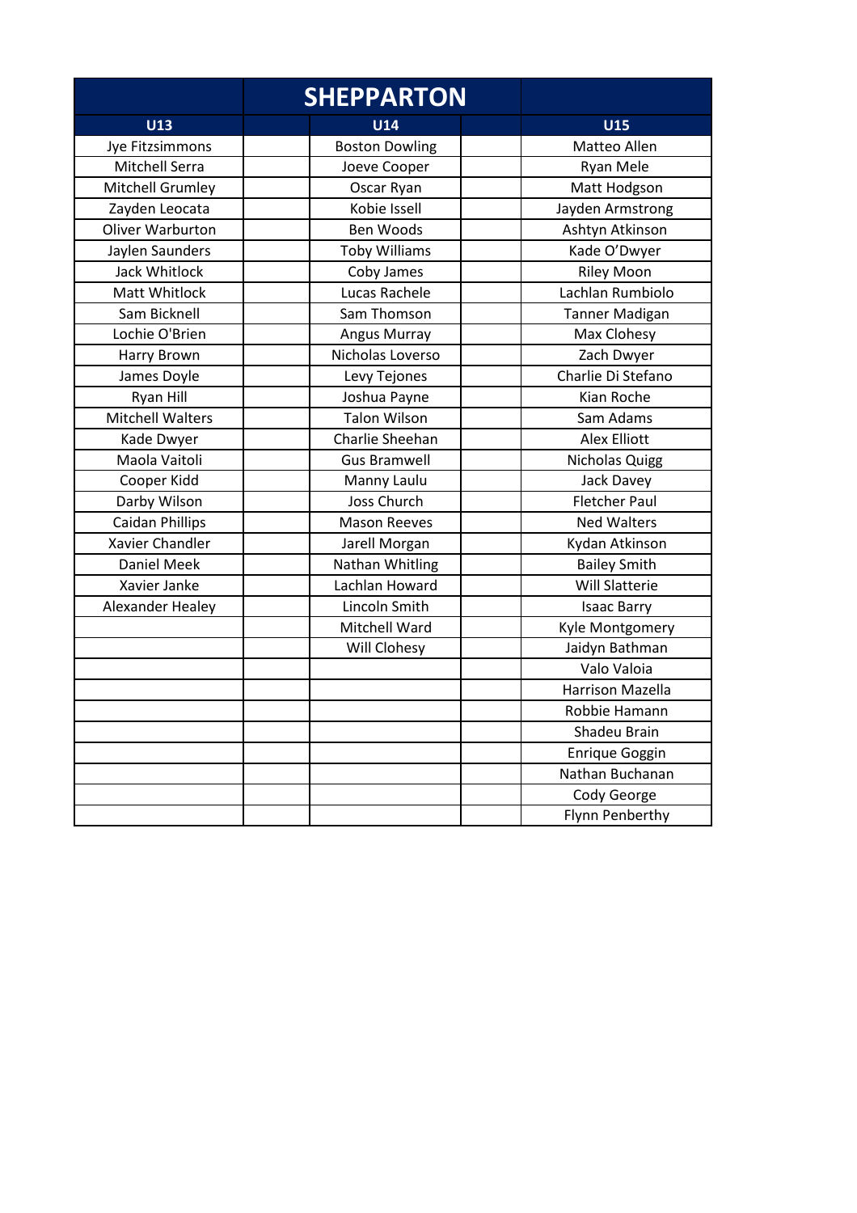| | SHEPPARTON | | | |
|---|---|---|---|---|
| U13 | | U14 | | U15 |
| Jye Fitzsimmons | | Boston Dowling | | Matteo Allen |
| Mitchell Serra | | Joeve Cooper | | Ryan Mele |
| Mitchell Grumley | | Oscar Ryan | | Matt Hodgson |
| Zayden Leocata | | Kobie Issell | | Jayden Armstrong |
| Oliver Warburton | | Ben Woods | | Ashtyn Atkinson |
| Jaylen Saunders | | Toby Williams | | Kade O'Dwyer |
| Jack Whitlock | | Coby James | | Riley Moon |
| Matt Whitlock | | Lucas Rachele | | Lachlan Rumbiolo |
| Sam Bicknell | | Sam Thomson | | Tanner Madigan |
| Lochie O'Brien | | Angus Murray | | Max Clohesy |
| Harry Brown | | Nicholas Loverso | | Zach Dwyer |
| James Doyle | | Levy Tejones | | Charlie Di Stefano |
| Ryan Hill | | Joshua Payne | | Kian Roche |
| Mitchell Walters | | Talon Wilson | | Sam Adams |
| Kade Dwyer | | Charlie Sheehan | | Alex Elliott |
| Maola Vaitoli | | Gus Bramwell | | Nicholas Quigg |
| Cooper Kidd | | Manny Laulu | | Jack Davey |
| Darby Wilson | | Joss Church | | Fletcher Paul |
| Caidan Phillips | | Mason Reeves | | Ned Walters |
| Xavier Chandler | | Jarell Morgan | | Kydan Atkinson |
| Daniel Meek | | Nathan Whitling | | Bailey Smith |
| Xavier Janke | | Lachlan Howard | | Will Slatterie |
| Alexander Healey | | Lincoln Smith | | Isaac Barry |
| | | Mitchell Ward | | Kyle Montgomery |
| | | Will Clohesy | | Jaidyn Bathman |
| | | | | Valo Valoia |
| | | | | Harrison Mazella |
| | | | | Robbie Hamann |
| | | | | Shadeu Brain |
| | | | | Enrique Goggin |
| | | | | Nathan Buchanan |
| | | | | Cody George |
| | | | | Flynn Penberthy |